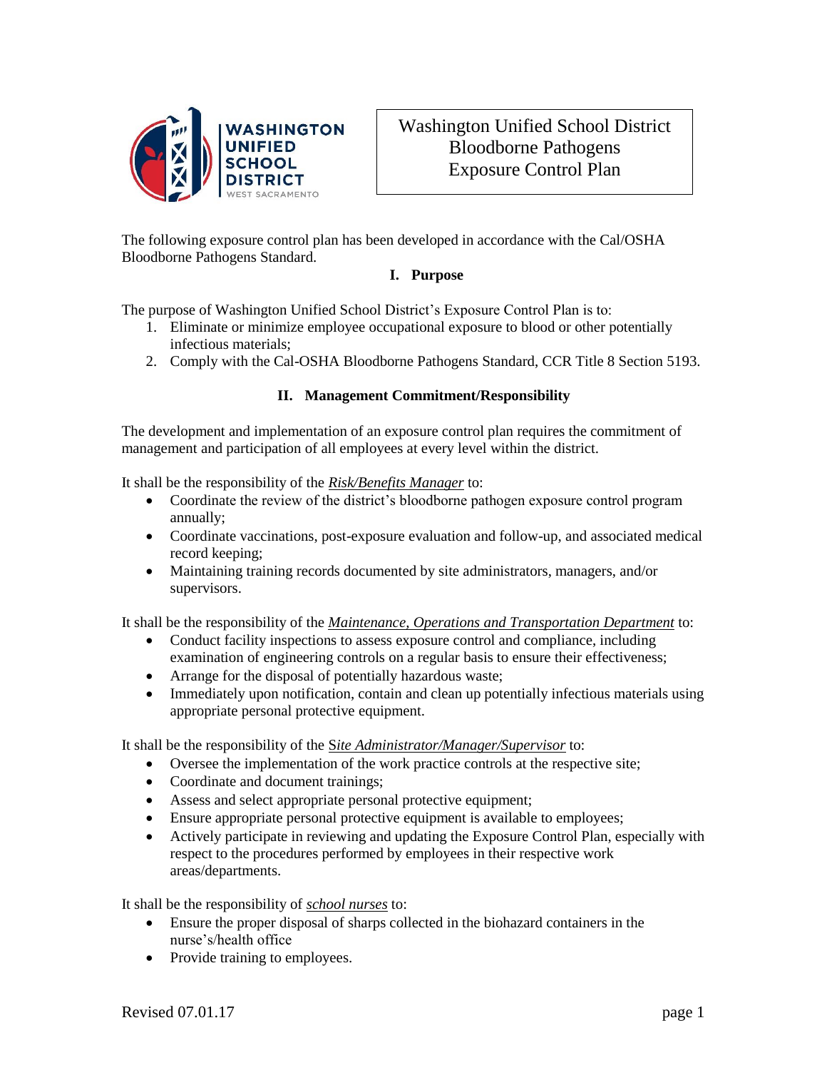# Washington Unified School District Bloodborne Pathogens Exposure Control Plan

The following exposure control plan has been developed in accordance with the Cal/OSHA Bloodborne Pathogens Standard.

## I. Purpose

The purpose of Washington Unified School District's Exposure Control Plan is to:

1. Eliminate or minimize employee occupational exposure to blood or other potentially infectious materials;
2. Comply with the Cal-OSHA Bloodborne Pathogens Standard, CCR Title 8 Section 5193.

## II. Management Commitment/Responsibility

The development and implementation of an exposure control plan requires the commitment of management and participation of all employees at every level within the district.

It shall be the responsibility of the ***Risk/Benefits Manager*** to:

- Coordinate the review of the district's bloodborne pathogen exposure control program annually;
- Coordinate vaccinations, post-exposure evaluation and follow-up, and associated medical record keeping;
- Maintaining training records documented by site administrators, managers, and/or supervisors.

It shall be the responsibility of the *Maintenance, Operations and Transportation Department* to:

- Conduct facility inspections to assess exposure control and compliance, including examination of engineering controls on a regular basis to ensure their effectiveness;
- Arrange for the disposal of potentially hazardous waste;
- Immediately upon notification, contain and clean up potentially infectious materials using appropriate personal protective equipment.

It shall be the responsibility of the *Site Administrator/Manager/Supervisor* to:

- Oversee the implementation of the work practice controls at the respective site;
- Coordinate and document trainings;
- Assess and select appropriate personal protective equipment;
- Ensure appropriate personal protective equipment is available to employees;
- Actively participate in reviewing and updating the Exposure Control Plan, especially with respect to the procedures performed by employees in their respective work areas/departments.

It shall be the responsibility of *school nurses* to:

- Ensure the proper disposal of sharps collected in the biohazard containers in the nurse's/health office
- Provide training to employees.

Revised 07.01.17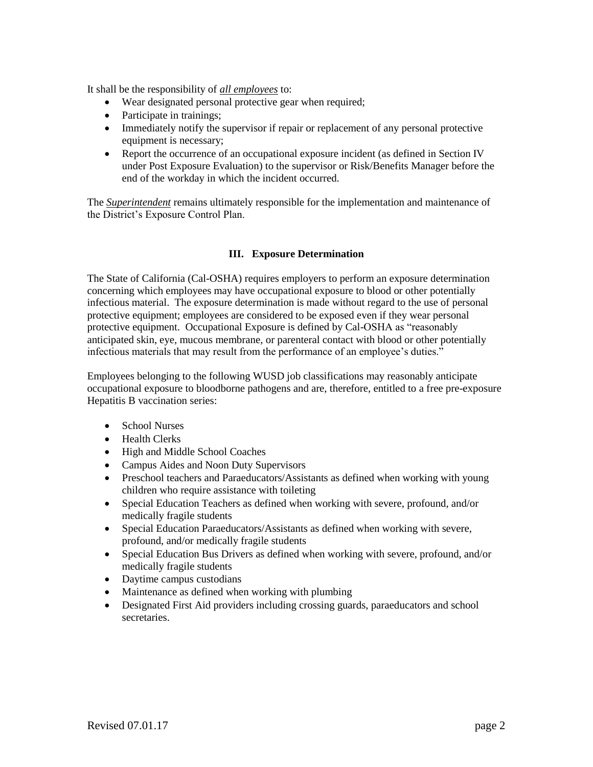It shall be the responsibility of ***all employees*** to:

- Wear designated personal protective gear when required;
- Participate in trainings;
- Immediately notify the supervisor if repair or replacement of any personal protective equipment is necessary;
- Report the occurrence of an occupational exposure incident (as defined in Section IV under Post Exposure Evaluation) to the supervisor or Risk/Benefits Manager before the end of the workday in which the incident occurred.

The ***Superintendent*** remains ultimately responsible for the implementation and maintenance of the District's Exposure Control Plan.

## III. Exposure Determination

The State of California (Cal-OSHA) requires employers to perform an exposure determination concerning which employees may have occupational exposure to blood or other potentially infectious material. The exposure determination is made without regard to the use of personal protective equipment; employees are considered to be exposed even if they wear personal protective equipment. Occupational Exposure is defined by Cal-OSHA as "reasonably anticipated skin, eye, mucous membrane, or parenteral contact with blood or other potentially infectious materials that may result from the performance of an employee's duties."

Employees belonging to the following WUSD job classifications may reasonably anticipate occupational exposure to bloodborne pathogens and are, therefore, entitled to a free pre-exposure Hepatitis B vaccination series:

- School Nurses
- Health Clerks
- High and Middle School Coaches
- Campus Aides and Noon Duty Supervisors
- Preschool teachers and Paraeducators/Assistants as defined when working with young children who require assistance with toileting
- Special Education Teachers as defined when working with severe, profound, and/or medically fragile students
- Special Education Paraeducators/Assistants as defined when working with severe, profound, and/or medically fragile students
- Special Education Bus Drivers as defined when working with severe, profound, and/or medically fragile students
- Daytime campus custodians
- Maintenance as defined when working with plumbing
- Designated First Aid providers including crossing guards, paraeducators and school secretaries.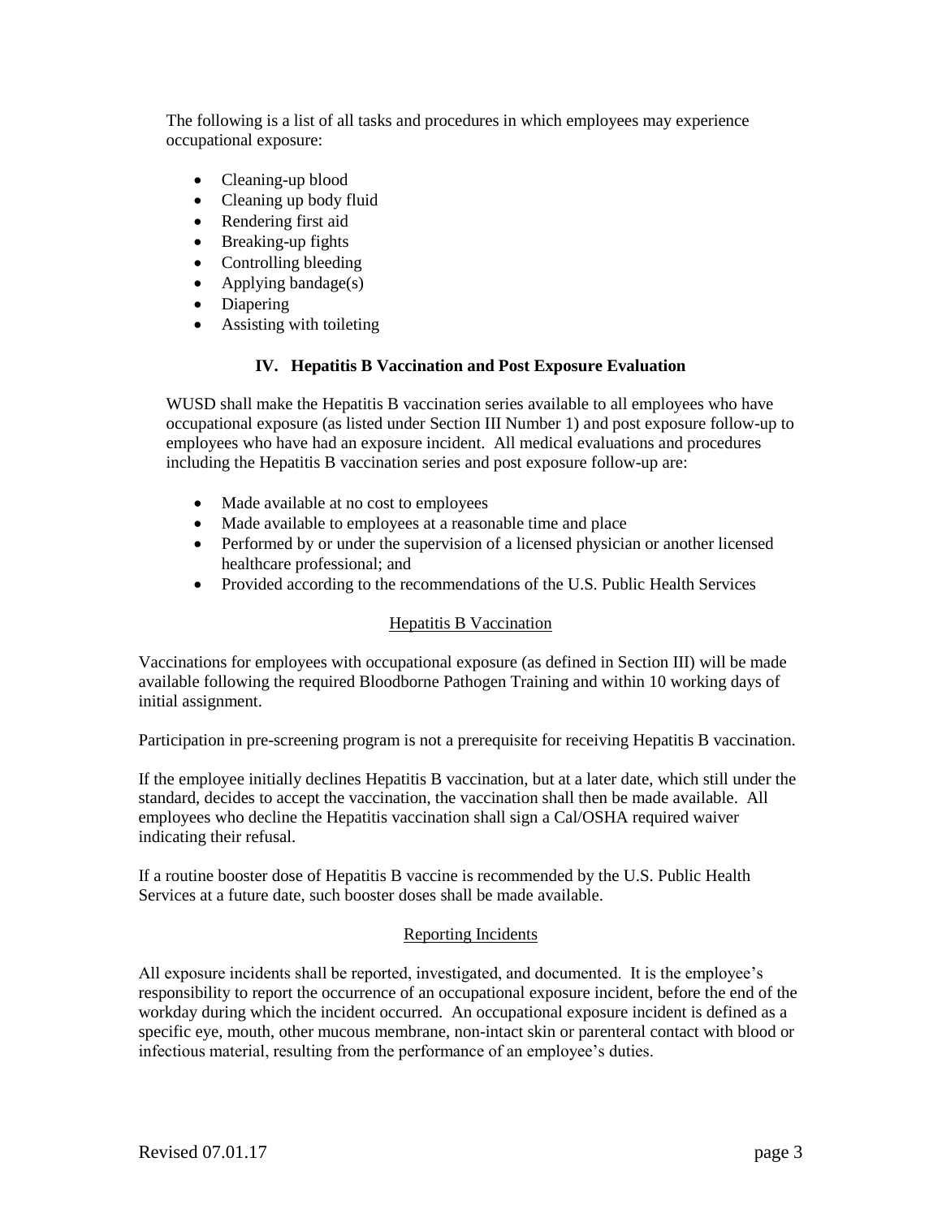The following is a list of all tasks and procedures in which employees may experience occupational exposure:

- Cleaning-up blood
- Cleaning up body fluid
- Rendering first aid
- Breaking-up fights
- Controlling bleeding
- Applying bandage(s)
- Diapering
- Assisting with toileting

## IV. Hepatitis B Vaccination and Post Exposure Evaluation

WUSD shall make the Hepatitis B vaccination series available to all employees who have occupational exposure (as listed under Section III Number 1) and post exposure follow-up to employees who have had an exposure incident. All medical evaluations and procedures including the Hepatitis B vaccination series and post exposure follow-up are:

- Made available at no cost to employees
- Made available to employees at a reasonable time and place
- Performed by or under the supervision of a licensed physician or another licensed healthcare professional; and
- Provided according to the recommendations of the U.S. Public Health Services

### Hepatitis B Vaccination

Vaccinations for employees with occupational exposure (as defined in Section III) will be made available following the required Bloodborne Pathogen Training and within 10 working days of initial assignment.

Participation in pre-screening program is not a prerequisite for receiving Hepatitis B vaccination.

If the employee initially declines Hepatitis B vaccination, but at a later date, which still under the standard, decides to accept the vaccination, the vaccination shall then be made available. All employees who decline the Hepatitis vaccination shall sign a Cal/OSHA required waiver indicating their refusal.

If a routine booster dose of Hepatitis B vaccine is recommended by the U.S. Public Health Services at a future date, such booster doses shall be made available.

### Reporting Incidents

All exposure incidents shall be reported, investigated, and documented. It is the employee's responsibility to report the occurrence of an occupational exposure incident, before the end of the workday during which the incident occurred. An occupational exposure incident is defined as a specific eye, mouth, other mucous membrane, non-intact skin or parenteral contact with blood or infectious material, resulting from the performance of an employee's duties.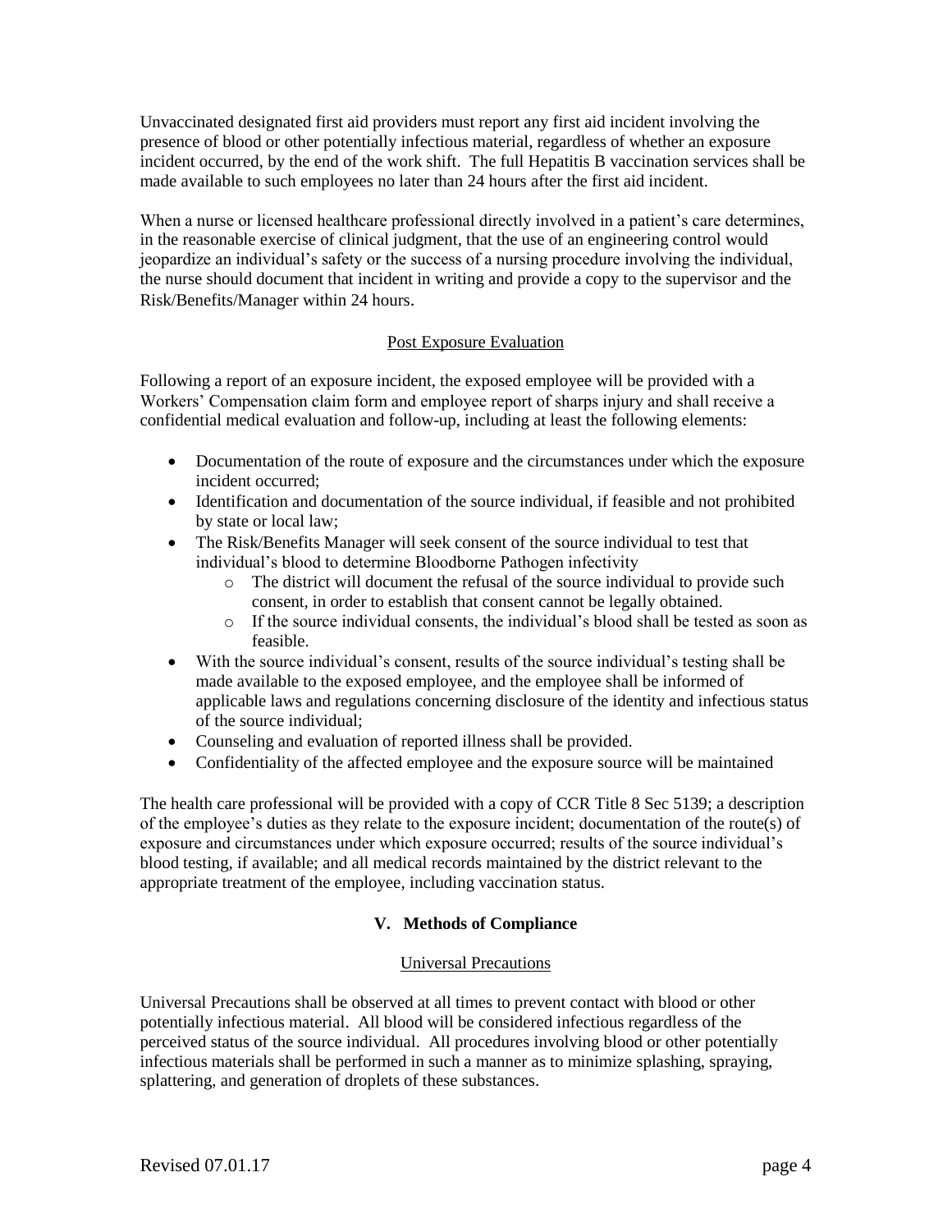Unvaccinated designated first aid providers must report any first aid incident involving the presence of blood or other potentially infectious material, regardless of whether an exposure incident occurred, by the end of the work shift. The full Hepatitis B vaccination services shall be made available to such employees no later than 24 hours after the first aid incident.

When a nurse or licensed healthcare professional directly involved in a patient's care determines, in the reasonable exercise of clinical judgment, that the use of an engineering control would jeopardize an individual's safety or the success of a nursing procedure involving the individual, the nurse should document that incident in writing and provide a copy to the supervisor and the Risk/Benefits/Manager within 24 hours.

<u>Post Exposure Evaluation</u>

Following a report of an exposure incident, the exposed employee will be provided with a Workers' Compensation claim form and employee report of sharps injury and shall receive a confidential medical evaluation and follow-up, including at least the following elements:

- Documentation of the route of exposure and the circumstances under which the exposure incident occurred;
- Identification and documentation of the source individual, if feasible and not prohibited by state or local law;
- The Risk/Benefits Manager will seek consent of the source individual to test that individual's blood to determine Bloodborne Pathogen infectivity
    - The district will document the refusal of the source individual to provide such consent, in order to establish that consent cannot be legally obtained.
    - If the source individual consents, the individual's blood shall be tested as soon as feasible.
- With the source individual's consent, results of the source individual's testing shall be made available to the exposed employee, and the employee shall be informed of applicable laws and regulations concerning disclosure of the identity and infectious status of the source individual;
- Counseling and evaluation of reported illness shall be provided.
- Confidentiality of the affected employee and the exposure source will be maintained

The health care professional will be provided with a copy of CCR Title 8 Sec 5139; a description of the employee's duties as they relate to the exposure incident; documentation of the route(s) of exposure and circumstances under which exposure occurred; results of the source individual's blood testing, if available; and all medical records maintained by the district relevant to the appropriate treatment of the employee, including vaccination status.

## V. Methods of Compliance

<u>Universal Precautions</u>

Universal Precautions shall be observed at all times to prevent contact with blood or other potentially infectious material. All blood will be considered infectious regardless of the perceived status of the source individual. All procedures involving blood or other potentially infectious materials shall be performed in such a manner as to minimize splashing, spraying, splattering, and generation of droplets of these substances.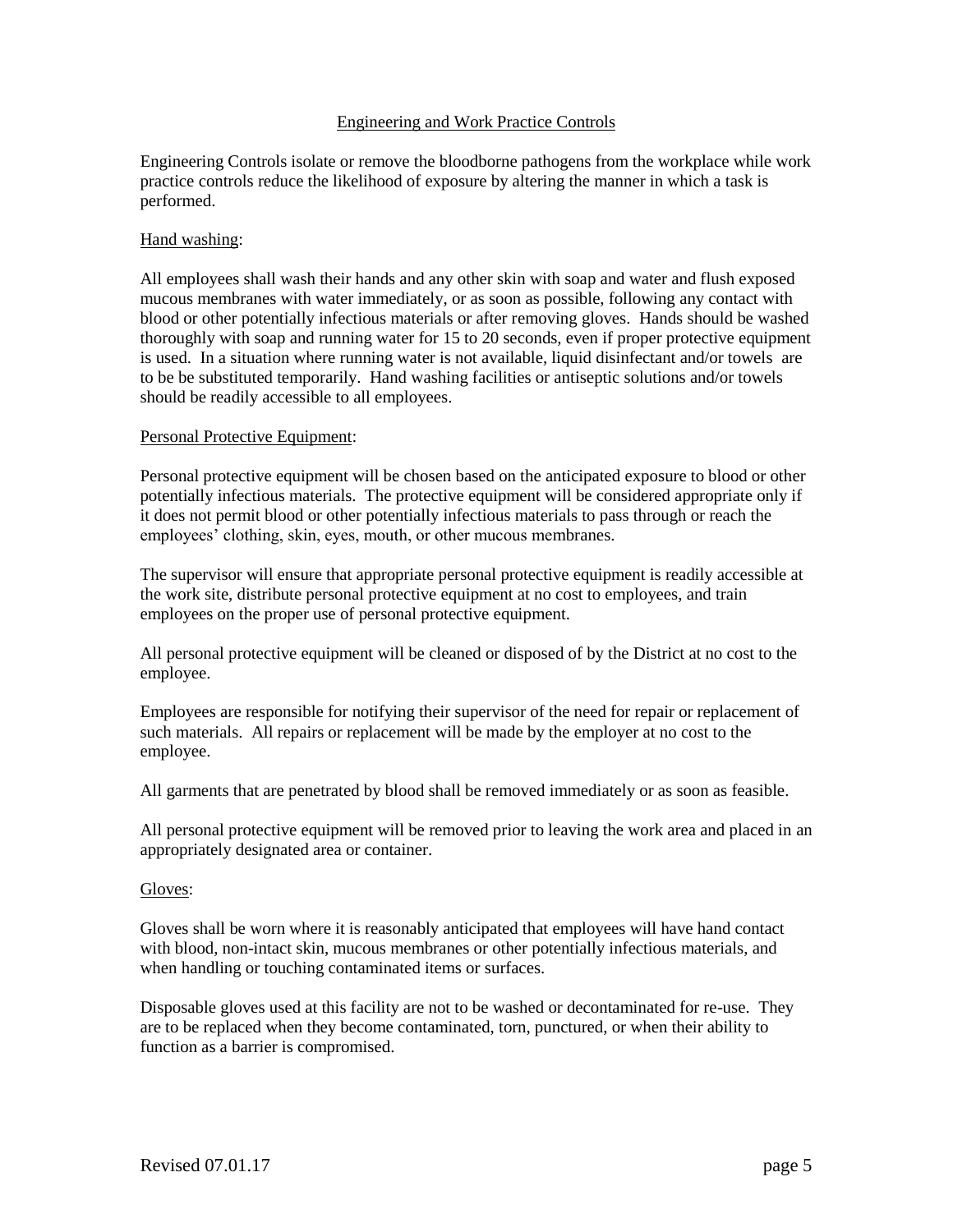## Engineering and Work Practice Controls

Engineering Controls isolate or remove the bloodborne pathogens from the workplace while work practice controls reduce the likelihood of exposure by altering the manner in which a task is performed.

### Hand washing:

All employees shall wash their hands and any other skin with soap and water and flush exposed mucous membranes with water immediately, or as soon as possible, following any contact with blood or other potentially infectious materials or after removing gloves. Hands should be washed thoroughly with soap and running water for 15 to 20 seconds, even if proper protective equipment is used. In a situation where running water is not available, liquid disinfectant and/or towels are to be be substituted temporarily. Hand washing facilities or antiseptic solutions and/or towels should be readily accessible to all employees.

### Personal Protective Equipment:

Personal protective equipment will be chosen based on the anticipated exposure to blood or other potentially infectious materials. The protective equipment will be considered appropriate only if it does not permit blood or other potentially infectious materials to pass through or reach the employees' clothing, skin, eyes, mouth, or other mucous membranes.

The supervisor will ensure that appropriate personal protective equipment is readily accessible at the work site, distribute personal protective equipment at no cost to employees, and train employees on the proper use of personal protective equipment.

All personal protective equipment will be cleaned or disposed of by the District at no cost to the employee.

Employees are responsible for notifying their supervisor of the need for repair or replacement of such materials. All repairs or replacement will be made by the employer at no cost to the employee.

All garments that are penetrated by blood shall be removed immediately or as soon as feasible.

All personal protective equipment will be removed prior to leaving the work area and placed in an appropriately designated area or container.

### Gloves:

Gloves shall be worn where it is reasonably anticipated that employees will have hand contact with blood, non-intact skin, mucous membranes or other potentially infectious materials, and when handling or touching contaminated items or surfaces.

Disposable gloves used at this facility are not to be washed or decontaminated for re-use. They are to be replaced when they become contaminated, torn, punctured, or when their ability to function as a barrier is compromised.

Revised 07.01.17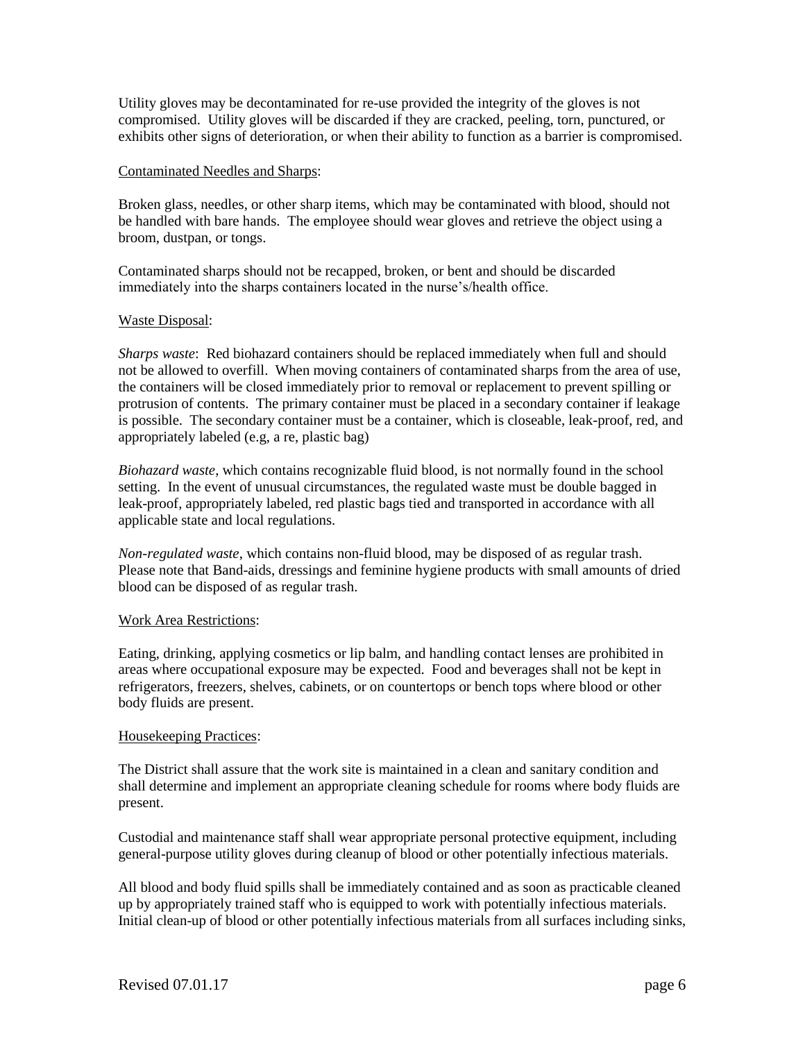Utility gloves may be decontaminated for re-use provided the integrity of the gloves is not compromised. Utility gloves will be discarded if they are cracked, peeling, torn, punctured, or exhibits other signs of deterioration, or when their ability to function as a barrier is compromised.

Contaminated Needles and Sharps:

Broken glass, needles, or other sharp items, which may be contaminated with blood, should not be handled with bare hands. The employee should wear gloves and retrieve the object using a broom, dustpan, or tongs.

Contaminated sharps should not be recapped, broken, or bent and should be discarded immediately into the sharps containers located in the nurse's/health office.

Waste Disposal:

*Sharps waste*: Red biohazard containers should be replaced immediately when full and should not be allowed to overfill. When moving containers of contaminated sharps from the area of use, the containers will be closed immediately prior to removal or replacement to prevent spilling or protrusion of contents. The primary container must be placed in a secondary container if leakage is possible. The secondary container must be a container, which is closeable, leak-proof, red, and appropriately labeled (e.g, a re, plastic bag)

*Biohazard waste*, which contains recognizable fluid blood, is not normally found in the school setting. In the event of unusual circumstances, the regulated waste must be double bagged in leak-proof, appropriately labeled, red plastic bags tied and transported in accordance with all applicable state and local regulations.

*Non-regulated waste*, which contains non-fluid blood, may be disposed of as regular trash. Please note that Band-aids, dressings and feminine hygiene products with small amounts of dried blood can be disposed of as regular trash.

Work Area Restrictions:

Eating, drinking, applying cosmetics or lip balm, and handling contact lenses are prohibited in areas where occupational exposure may be expected. Food and beverages shall not be kept in refrigerators, freezers, shelves, cabinets, or on countertops or bench tops where blood or other body fluids are present.

Housekeeping Practices:

The District shall assure that the work site is maintained in a clean and sanitary condition and shall determine and implement an appropriate cleaning schedule for rooms where body fluids are present.

Custodial and maintenance staff shall wear appropriate personal protective equipment, including general-purpose utility gloves during cleanup of blood or other potentially infectious materials.

All blood and body fluid spills shall be immediately contained and as soon as practicable cleaned up by appropriately trained staff who is equipped to work with potentially infectious materials. Initial clean-up of blood or other potentially infectious materials from all surfaces including sinks,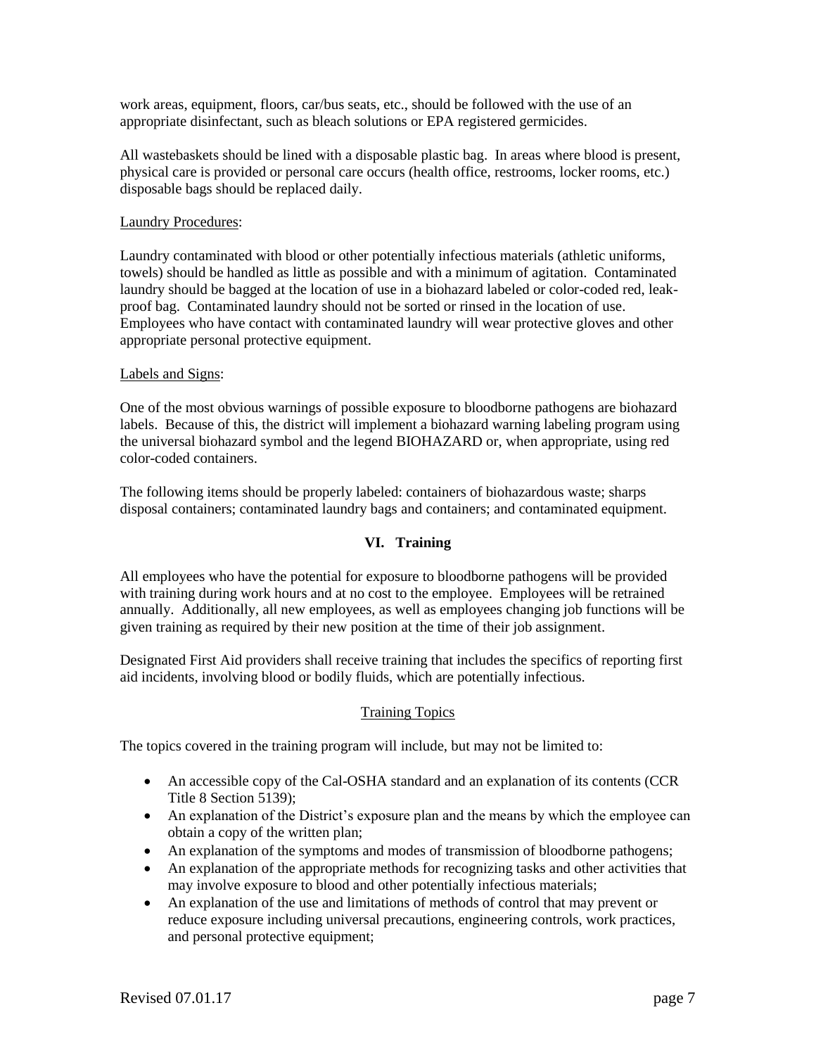work areas, equipment, floors, car/bus seats, etc., should be followed with the use of an appropriate disinfectant, such as bleach solutions or EPA registered germicides.

All wastebaskets should be lined with a disposable plastic bag. In areas where blood is present, physical care is provided or personal care occurs (health office, restrooms, locker rooms, etc.) disposable bags should be replaced daily.

Laundry Procedures:

Laundry contaminated with blood or other potentially infectious materials (athletic uniforms, towels) should be handled as little as possible and with a minimum of agitation. Contaminated laundry should be bagged at the location of use in a biohazard labeled or color-coded red, leak-proof bag. Contaminated laundry should not be sorted or rinsed in the location of use. Employees who have contact with contaminated laundry will wear protective gloves and other appropriate personal protective equipment.

Labels and Signs:

One of the most obvious warnings of possible exposure to bloodborne pathogens are biohazard labels. Because of this, the district will implement a biohazard warning labeling program using the universal biohazard symbol and the legend BIOHAZARD or, when appropriate, using red color-coded containers.

The following items should be properly labeled: containers of biohazardous waste; sharps disposal containers; contaminated laundry bags and containers; and contaminated equipment.

## VI. Training

All employees who have the potential for exposure to bloodborne pathogens will be provided with training during work hours and at no cost to the employee. Employees will be retrained annually. Additionally, all new employees, as well as employees changing job functions will be given training as required by their new position at the time of their job assignment.

Designated First Aid providers shall receive training that includes the specifics of reporting first aid incidents, involving blood or bodily fluids, which are potentially infectious.

### Training Topics

The topics covered in the training program will include, but may not be limited to:

- An accessible copy of the Cal-OSHA standard and an explanation of its contents (CCR Title 8 Section 5139);
- An explanation of the District's exposure plan and the means by which the employee can obtain a copy of the written plan;
- An explanation of the symptoms and modes of transmission of bloodborne pathogens;
- An explanation of the appropriate methods for recognizing tasks and other activities that may involve exposure to blood and other potentially infectious materials;
- An explanation of the use and limitations of methods of control that may prevent or reduce exposure including universal precautions, engineering controls, work practices, and personal protective equipment;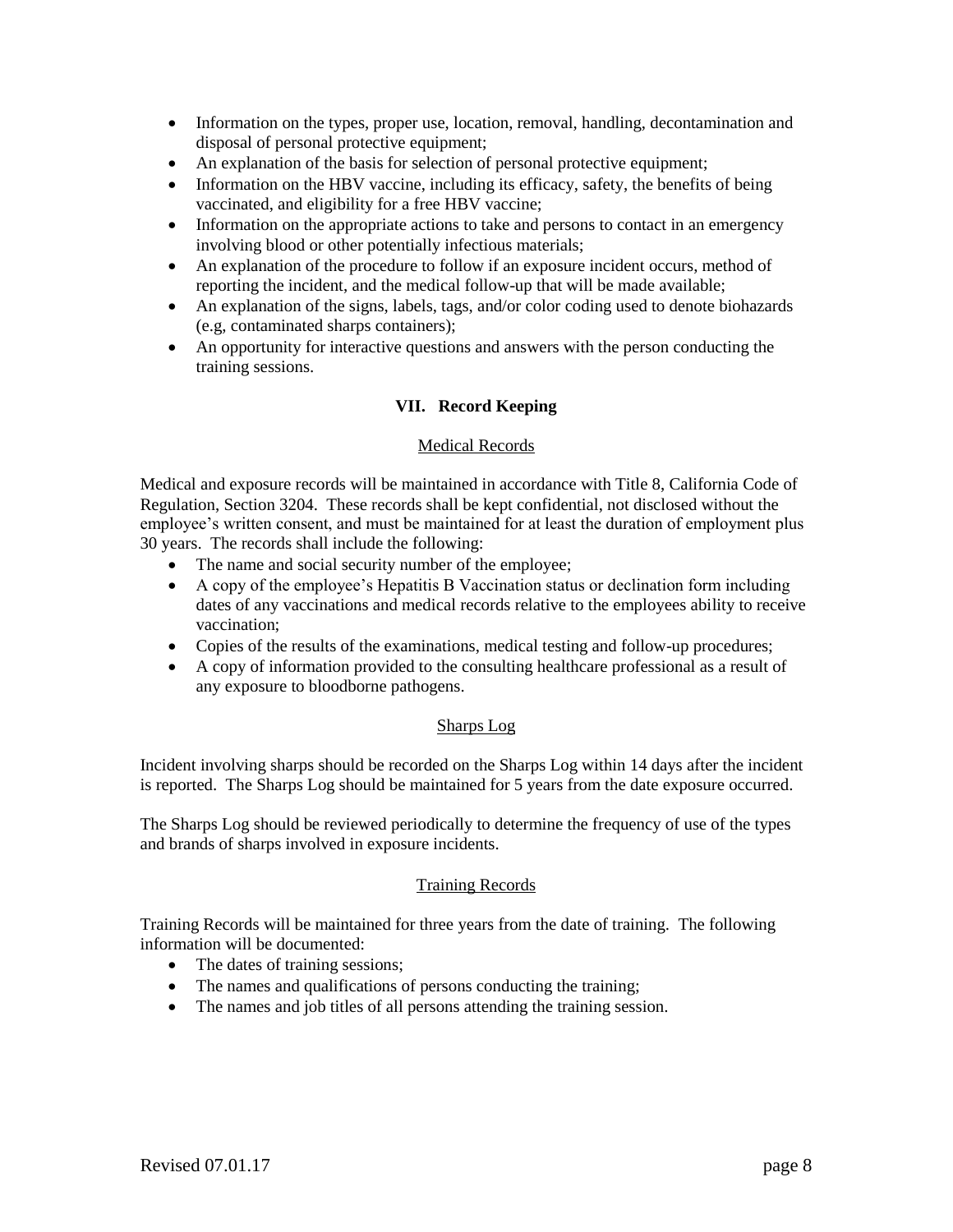- Information on the types, proper use, location, removal, handling, decontamination and disposal of personal protective equipment;
- An explanation of the basis for selection of personal protective equipment;
- Information on the HBV vaccine, including its efficacy, safety, the benefits of being vaccinated, and eligibility for a free HBV vaccine;
- Information on the appropriate actions to take and persons to contact in an emergency involving blood or other potentially infectious materials;
- An explanation of the procedure to follow if an exposure incident occurs, method of reporting the incident, and the medical follow-up that will be made available;
- An explanation of the signs, labels, tags, and/or color coding used to denote biohazards (e.g, contaminated sharps containers);
- An opportunity for interactive questions and answers with the person conducting the training sessions.

## VII. Record Keeping

### Medical Records

Medical and exposure records will be maintained in accordance with Title 8, California Code of Regulation, Section 3204. These records shall be kept confidential, not disclosed without the employee's written consent, and must be maintained for at least the duration of employment plus 30 years. The records shall include the following:

- The name and social security number of the employee;
- A copy of the employee's Hepatitis B Vaccination status or declination form including dates of any vaccinations and medical records relative to the employees ability to receive vaccination;
- Copies of the results of the examinations, medical testing and follow-up procedures;
- A copy of information provided to the consulting healthcare professional as a result of any exposure to bloodborne pathogens.

### Sharps Log

Incident involving sharps should be recorded on the Sharps Log within 14 days after the incident is reported. The Sharps Log should be maintained for 5 years from the date exposure occurred.

The Sharps Log should be reviewed periodically to determine the frequency of use of the types and brands of sharps involved in exposure incidents.

### Training Records

Training Records will be maintained for three years from the date of training. The following information will be documented:

- The dates of training sessions;
- The names and qualifications of persons conducting the training;
- The names and job titles of all persons attending the training session.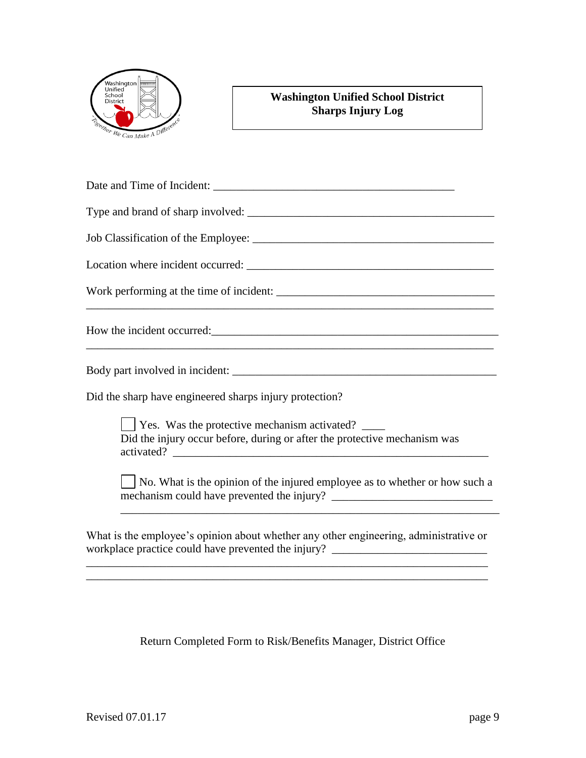**Washington Unified School District**
**Sharps Injury Log**

Date and Time of Incident: ___________________________________________

Type and brand of sharp involved: ___________________________________________

Job Classification of the Employee: ___________________________________________

Location where incident occurred: ___________________________________________

Work performing at the time of incident: ___________________________________________
___________________________________________________________________________

How the incident occurred:___________________________________________________
___________________________________________________________________________

Body part involved in incident: ___________________________________________

Did the sharp have engineered sharps injury protection?

☐ Yes. Was the protective mechanism activated? ____
Did the injury occur before, during or after the protective mechanism was activated? ___________________________________________________________

☐ No. What is the opinion of the injured employee as to whether or how such a mechanism could have prevented the injury? ___________________________
___________________________________________________________________________

What is the employee's opinion about whether any other engineering, administrative or workplace practice could have prevented the injury? ___________________________
___________________________________________________________________________
___________________________________________________________________________

Return Completed Form to Risk/Benefits Manager, District Office

Revised 07.01.17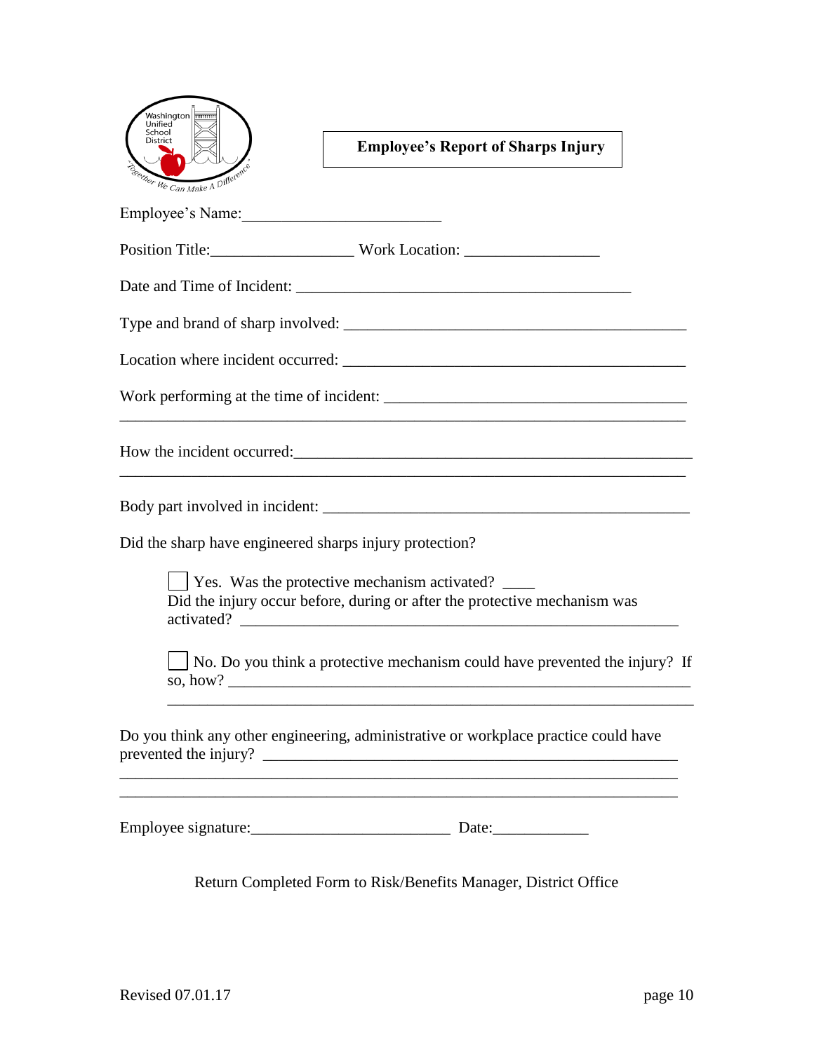Washington Unified School District

"Together We Can Make A Difference"

# Employee's Report of Sharps Injury

Employee's Name:________________________

Position Title:__________________ Work Location: ________________

Date and Time of Incident: __________________________________________

Type and brand of sharp involved: ______________________________________

Location where incident occurred: ______________________________________

Work performing at the time of incident: __________________________________
______________________________________________________________________

How the incident occurred:_____________________________________________
______________________________________________________________________

Body part involved in incident: _________________________________________

Did the sharp have engineered sharps injury protection?

☐ Yes. Was the protective mechanism activated? ____
Did the injury occur before, during or after the protective mechanism was activated? ____________________________________________________

☐ No. Do you think a protective mechanism could have prevented the injury? If so, how? ____________________________________________________
______________________________________________________________

Do you think any other engineering, administrative or workplace practice could have prevented the injury? ________________________________________________
______________________________________________________________________
______________________________________________________________________

Employee signature:________________________ Date:____________

Return Completed Form to Risk/Benefits Manager, District Office

Revised 07.01.17